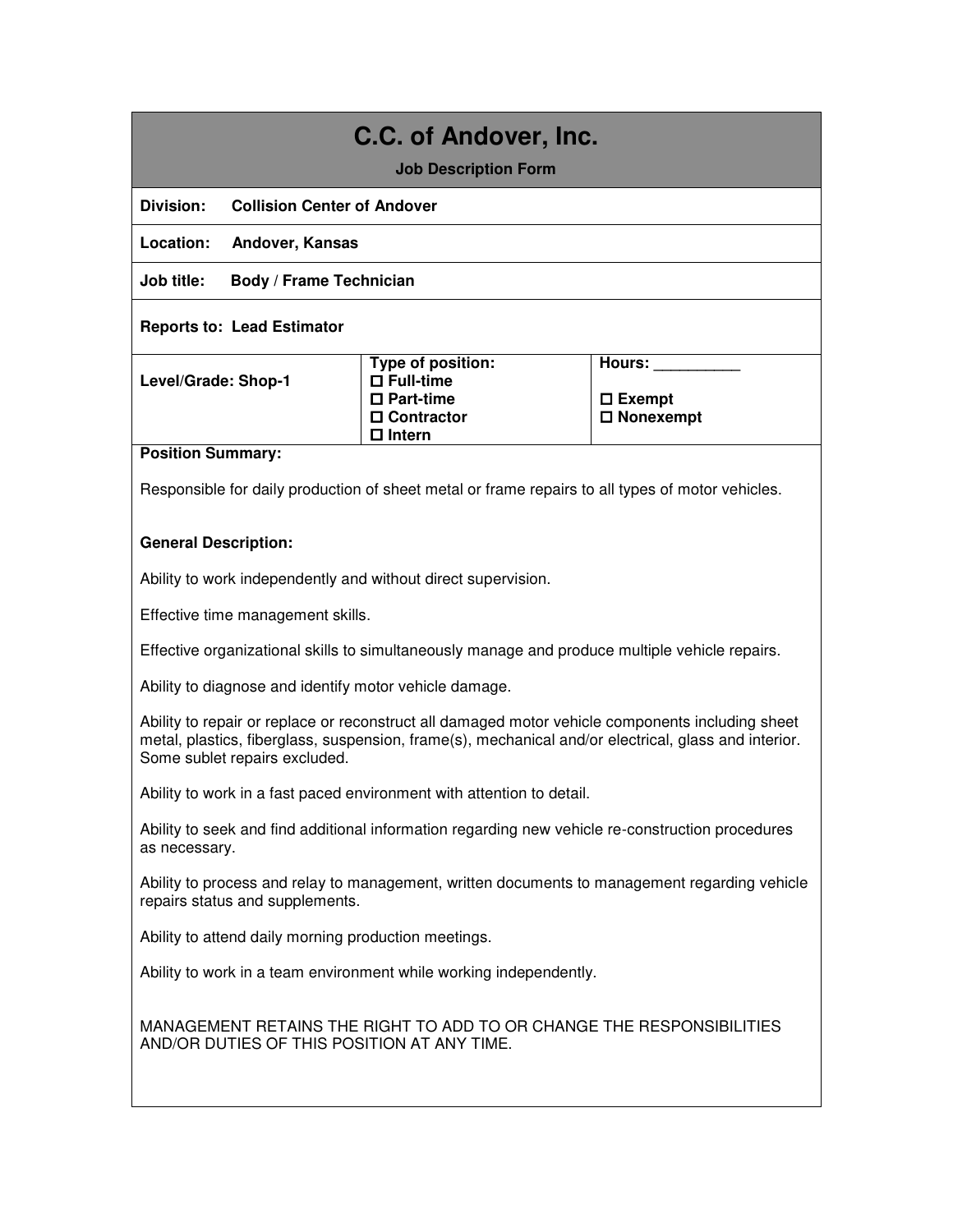# C.C. of Andover, Inc.

**Job Description Form**

**Division:** **Collision Center of Andover**

**Location:** **Andover, Kansas**

**Job title:** **Body / Frame Technician**

**Reports to: Lead Estimator**

| Level/Grade: Shop-1 | Type of position: | Hours: __________ |
|---|---|---|
| | ☐ Full-time | |
| | ☐ Part-time | ☐ Exempt |
| | ☐ Contractor | ☐ Nonexempt |
| | ☐ Intern | |

**Position Summary:**

Responsible for daily production of sheet metal or frame repairs to all types of motor vehicles.

**General Description:**

Ability to work independently and without direct supervision.

Effective time management skills.

Effective organizational skills to simultaneously manage and produce multiple vehicle repairs.

Ability to diagnose and identify motor vehicle damage.

Ability to repair or replace or reconstruct all damaged motor vehicle components including sheet metal, plastics, fiberglass, suspension, frame(s), mechanical and/or electrical, glass and interior. Some sublet repairs excluded.

Ability to work in a fast paced environment with attention to detail.

Ability to seek and find additional information regarding new vehicle re-construction procedures as necessary.

Ability to process and relay to management, written documents to management regarding vehicle repairs status and supplements.

Ability to attend daily morning production meetings.

Ability to work in a team environment while working independently.

MANAGEMENT RETAINS THE RIGHT TO ADD TO OR CHANGE THE RESPONSIBILITIES AND/OR DUTIES OF THIS POSITION AT ANY TIME.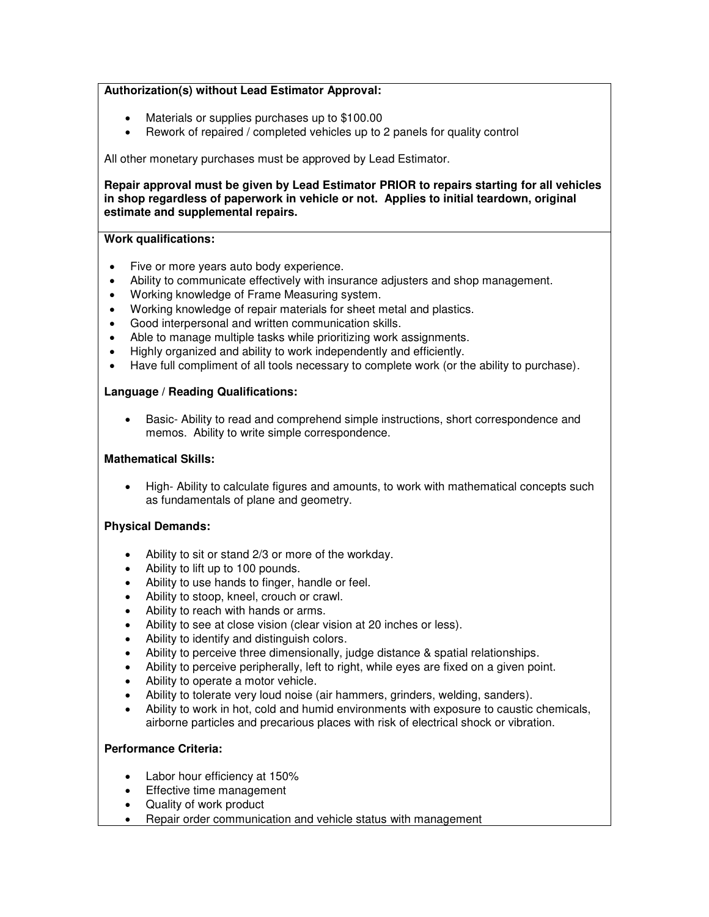**Authorization(s) without Lead Estimator Approval:**

- Materials or supplies purchases up to $100.00
- Rework of repaired / completed vehicles up to 2 panels for quality control

All other monetary purchases must be approved by Lead Estimator.

**Repair approval must be given by Lead Estimator PRIOR to repairs starting for all vehicles in shop regardless of paperwork in vehicle or not. Applies to initial teardown, original estimate and supplemental repairs.**

**Work qualifications:**

- Five or more years auto body experience.
- Ability to communicate effectively with insurance adjusters and shop management.
- Working knowledge of Frame Measuring system.
- Working knowledge of repair materials for sheet metal and plastics.
- Good interpersonal and written communication skills.
- Able to manage multiple tasks while prioritizing work assignments.
- Highly organized and ability to work independently and efficiently.
- Have full compliment of all tools necessary to complete work (or the ability to purchase).

**Language / Reading Qualifications:**

- Basic- Ability to read and comprehend simple instructions, short correspondence and memos. Ability to write simple correspondence.

**Mathematical Skills:**

- High- Ability to calculate figures and amounts, to work with mathematical concepts such as fundamentals of plane and geometry.

**Physical Demands:**

- Ability to sit or stand 2/3 or more of the workday.
- Ability to lift up to 100 pounds.
- Ability to use hands to finger, handle or feel.
- Ability to stoop, kneel, crouch or crawl.
- Ability to reach with hands or arms.
- Ability to see at close vision (clear vision at 20 inches or less).
- Ability to identify and distinguish colors.
- Ability to perceive three dimensionally, judge distance & spatial relationships.
- Ability to perceive peripherally, left to right, while eyes are fixed on a given point.
- Ability to operate a motor vehicle.
- Ability to tolerate very loud noise (air hammers, grinders, welding, sanders).
- Ability to work in hot, cold and humid environments with exposure to caustic chemicals, airborne particles and precarious places with risk of electrical shock or vibration.

**Performance Criteria:**

- Labor hour efficiency at 150%
- Effective time management
- Quality of work product
- Repair order communication and vehicle status with management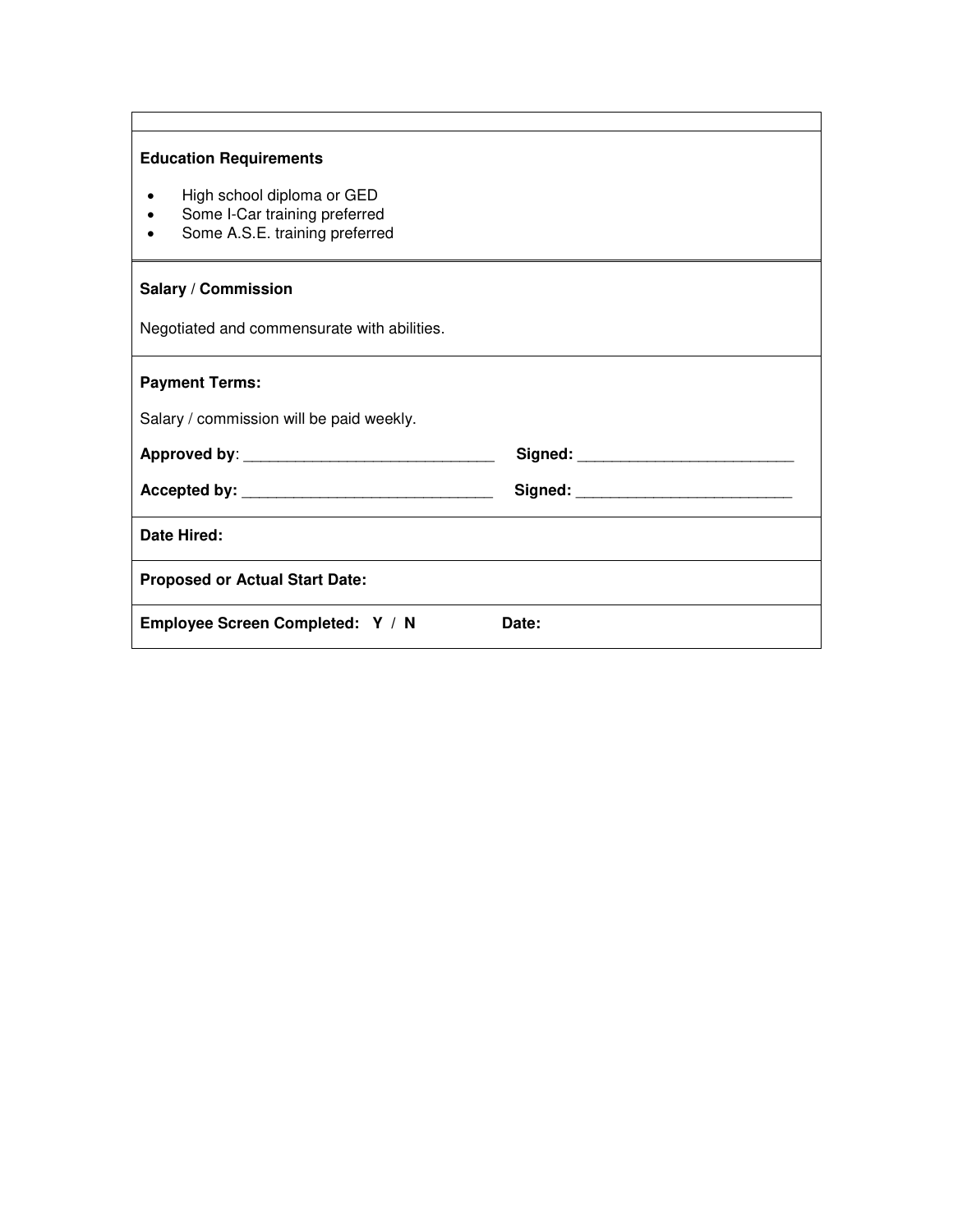**Education Requirements**

- High school diploma or GED
- Some I-Car training preferred
- Some A.S.E. training preferred

**Salary / Commission**

Negotiated and commensurate with abilities.

**Payment Terms:**

Salary / commission will be paid weekly.

**Approved by**: ______________________________ **Signed:** __________________________

**Accepted by:** ______________________________ **Signed:** __________________________

**Date Hired:**

**Proposed or Actual Start Date:**

**Employee Screen Completed: Y / N** **Date:**